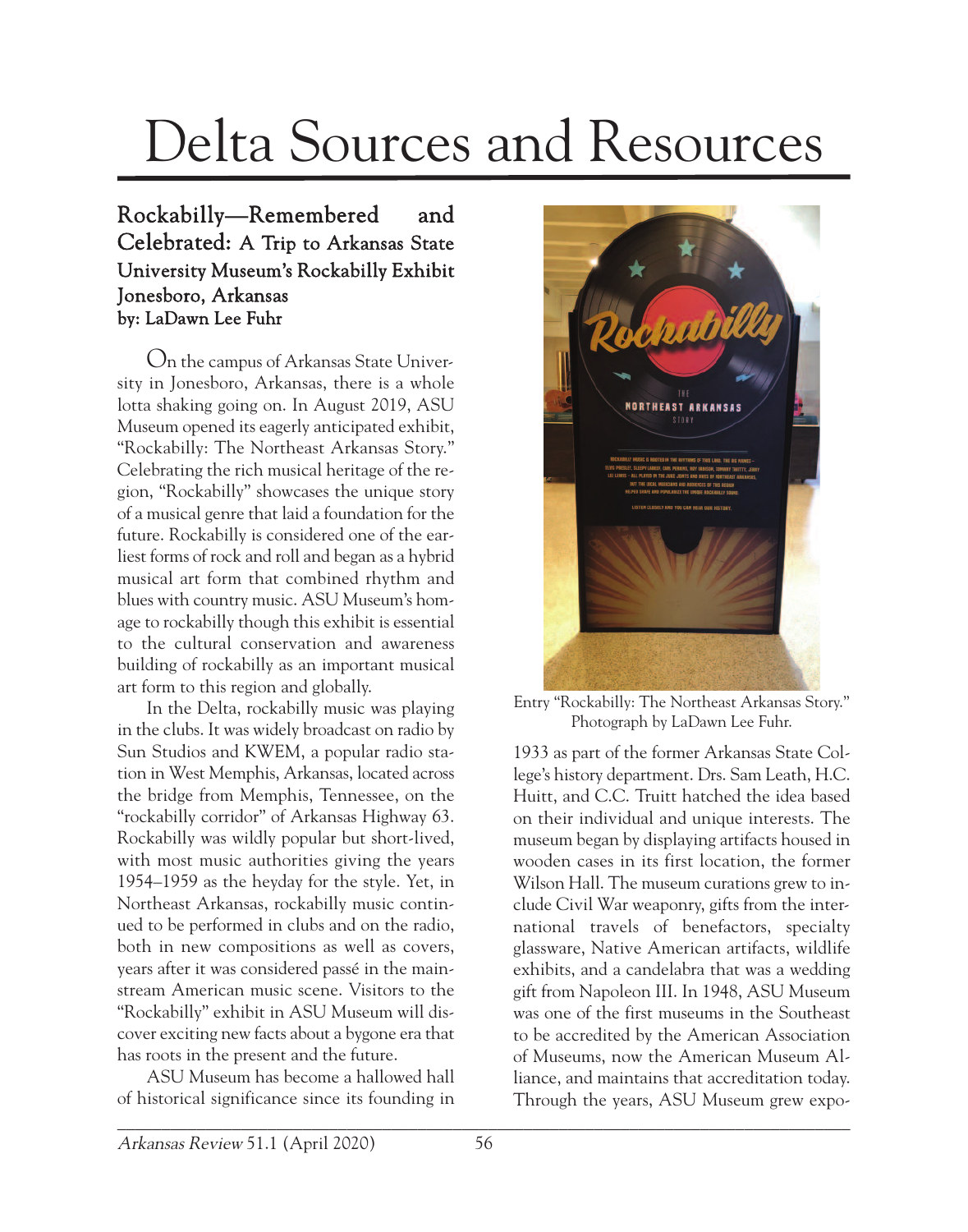# Delta Sources and Resources

## Rockabilly—Remembered and Celebrated: A Trip to Arkansas State University Museum's Rockabilly Exhibit Jonesboro, Arkansas

**by: LaDawn Lee Fuhr**

On the campus of Arkansas State University in Jonesboro, Arkansas, there is a whole lotta shaking going on. In August 2019, ASU Museum opened its eagerly anticipated exhibit, "Rockabilly: The Northeast Arkansas Story." Celebrating the rich musical heritage of the region, "Rockabilly" showcases the unique story of a musical genre that laid a foundation for the future. Rockabilly is considered one of the earliest forms of rock and roll and began as a hybrid musical art form that combined rhythm and blues with country music. ASU Museum's homage to rockabilly though this exhibit is essential to the cultural conservation and awareness building of rockabilly as an important musical art form to this region and globally.

In the Delta, rockabilly music was playing in the clubs. It was widely broadcast on radio by Sun Studios and KWEM, a popular radio station in West Memphis, Arkansas, located across the bridge from Memphis, Tennessee, on the "rockabilly corridor" of Arkansas Highway 63. Rockabilly was wildly popular but short-lived, with most music authorities giving the years 1954–1959 as the heyday for the style. Yet, in Northeast Arkansas, rockabilly music continued to be performed in clubs and on the radio, both in new compositions as well as covers, years after it was considered passé in the mainstream American music scene. Visitors to the "Rockabilly" exhibit in ASU Museum will discover exciting new facts about a bygone era that has roots in the present and the future.

ASU Museum has become a hallowed hall of historical significance since its founding in 1933 as part of the former Arkansas State College's history department. Drs. Sam Leath, H.C. Huitt, and C.C. Truitt hatched the idea based on their individual and unique interests. The museum began by displaying artifacts housed in wooden cases in its first location, the former Wilson Hall. The museum curations grew to include Civil War weaponry, gifts from the international travels of benefactors, specialty glassware, Native American artifacts, wildlife exhibits, and a candelabra that was a wedding gift from Napoleon III. In 1948, ASU Museum was one of the first museums in the Southeast to be accredited by the American Association of Museums, now the American Museum Alliance, and maintains that accreditation today. Through the years, ASU Museum grew expo-

Entry "Rockabilly: The Northeast Arkansas Story." Photograph by LaDawn Lee Fuhr.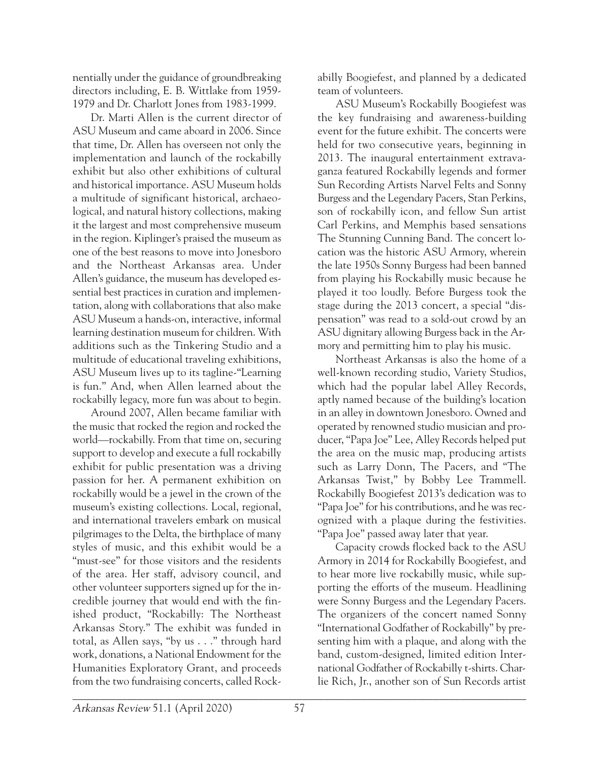nentially under the guidance of groundbreaking directors including, E. B. Wittlake from 1959-1979 and Dr. Charlott Jones from 1983-1999.

Dr. Marti Allen is the current director of ASU Museum and came aboard in 2006. Since that time, Dr. Allen has overseen not only the implementation and launch of the rockabilly exhibit but also other exhibitions of cultural and historical importance. ASU Museum holds a multitude of significant historical, archaeological, and natural history collections, making it the largest and most comprehensive museum in the region. Kiplinger's praised the museum as one of the best reasons to move into Jonesboro and the Northeast Arkansas area. Under Allen's guidance, the museum has developed essential best practices in curation and implementation, along with collaborations that also make ASU Museum a hands-on, interactive, informal learning destination museum for children. With additions such as the Tinkering Studio and a multitude of educational traveling exhibitions, ASU Museum lives up to its tagline-"Learning is fun." And, when Allen learned about the rockabilly legacy, more fun was about to begin.

Around 2007, Allen became familiar with the music that rocked the region and rocked the world—rockabilly. From that time on, securing support to develop and execute a full rockabilly exhibit for public presentation was a driving passion for her. A permanent exhibition on rockabilly would be a jewel in the crown of the museum's existing collections. Local, regional, and international travelers embark on musical pilgrimages to the Delta, the birthplace of many styles of music, and this exhibit would be a "must-see" for those visitors and the residents of the area. Her staff, advisory council, and other volunteer supporters signed up for the incredible journey that would end with the finished product, "Rockabilly: The Northeast Arkansas Story." The exhibit was funded in total, as Allen says, "by us . . ." through hard work, donations, a National Endowment for the Humanities Exploratory Grant, and proceeds from the two fundraising concerts, called Rockabilly Boogiefest, and planned by a dedicated team of volunteers.

ASU Museum's Rockabilly Boogiefest was the key fundraising and awareness-building event for the future exhibit. The concerts were held for two consecutive years, beginning in 2013. The inaugural entertainment extravaganza featured Rockabilly legends and former Sun Recording Artists Narvel Felts and Sonny Burgess and the Legendary Pacers, Stan Perkins, son of rockabilly icon, and fellow Sun artist Carl Perkins, and Memphis based sensations The Stunning Cunning Band. The concert location was the historic ASU Armory, wherein the late 1950s Sonny Burgess had been banned from playing his Rockabilly music because he played it too loudly. Before Burgess took the stage during the 2013 concert, a special "dispensation" was read to a sold-out crowd by an ASU dignitary allowing Burgess back in the Armory and permitting him to play his music.

Northeast Arkansas is also the home of a well-known recording studio, Variety Studios, which had the popular label Alley Records, aptly named because of the building's location in an alley in downtown Jonesboro. Owned and operated by renowned studio musician and producer, "Papa Joe" Lee, Alley Records helped put the area on the music map, producing artists such as Larry Donn, The Pacers, and "The Arkansas Twist," by Bobby Lee Trammell. Rockabilly Boogiefest 2013's dedication was to "Papa Joe" for his contributions, and he was recognized with a plaque during the festivities. "Papa Joe" passed away later that year.

Capacity crowds flocked back to the ASU Armory in 2014 for Rockabilly Boogiefest, and to hear more live rockabilly music, while supporting the efforts of the museum. Headlining were Sonny Burgess and the Legendary Pacers. The organizers of the concert named Sonny "International Godfather of Rockabilly" by presenting him with a plaque, and along with the band, custom-designed, limited edition International Godfather of Rockabilly t-shirts. Charlie Rich, Jr., another son of Sun Records artist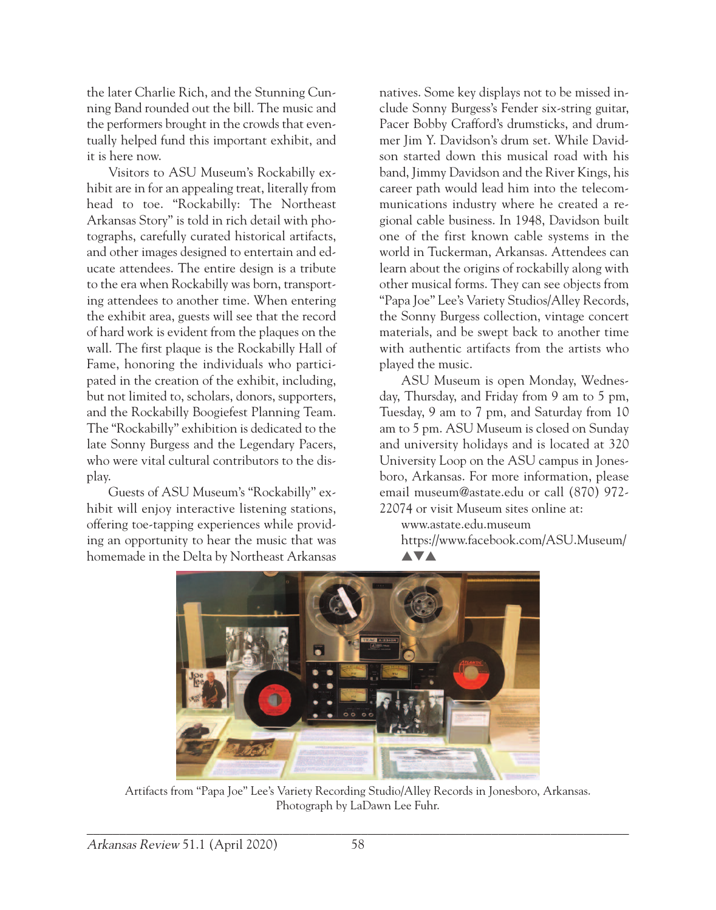the later Charlie Rich, and the Stunning Cunning Band rounded out the bill. The music and the performers brought in the crowds that eventually helped fund this important exhibit, and it is here now.

Visitors to ASU Museum's Rockabilly exhibit are in for an appealing treat, literally from head to toe. "Rockabilly: The Northeast Arkansas Story" is told in rich detail with photographs, carefully curated historical artifacts, and other images designed to entertain and educate attendees. The entire design is a tribute to the era when Rockabilly was born, transporting attendees to another time. When entering the exhibit area, guests will see that the record of hard work is evident from the plaques on the wall. The first plaque is the Rockabilly Hall of Fame, honoring the individuals who participated in the creation of the exhibit, including, but not limited to, scholars, donors, supporters, and the Rockabilly Boogiefest Planning Team. The "Rockabilly" exhibition is dedicated to the late Sonny Burgess and the Legendary Pacers, who were vital cultural contributors to the display.

Guests of ASU Museum's "Rockabilly" exhibit will enjoy interactive listening stations, offering toe-tapping experiences while providing an opportunity to hear the music that was homemade in the Delta by Northeast Arkansas natives. Some key displays not to be missed include Sonny Burgess's Fender six-string guitar, Pacer Bobby Crafford's drumsticks, and drummer Jim Y. Davidson's drum set. While Davidson started down this musical road with his band, Jimmy Davidson and the River Kings, his career path would lead him into the telecommunications industry where he created a regional cable business. In 1948, Davidson built one of the first known cable systems in the world in Tuckerman, Arkansas. Attendees can learn about the origins of rockabilly along with other musical forms. They can see objects from "Papa Joe" Lee's Variety Studios/Alley Records, the Sonny Burgess collection, vintage concert materials, and be swept back to another time with authentic artifacts from the artists who played the music.

ASU Museum is open Monday, Wednesday, Thursday, and Friday from 9 am to 5 pm, Tuesday, 9 am to 7 pm, and Saturday from 10 am to 5 pm. ASU Museum is closed on Sunday and university holidays and is located at 320 University Loop on the ASU campus in Jonesboro, Arkansas. For more information, please email museum@astate.edu or call (870) 972-22074 or visit Museum sites online at:

www.astate.edu.museum

https://www.facebook.com/ASU.Museum/

▲▼▲

Artifacts from "Papa Joe" Lee's Variety Recording Studio/Alley Records in Jonesboro, Arkansas. Photograph by LaDawn Lee Fuhr.